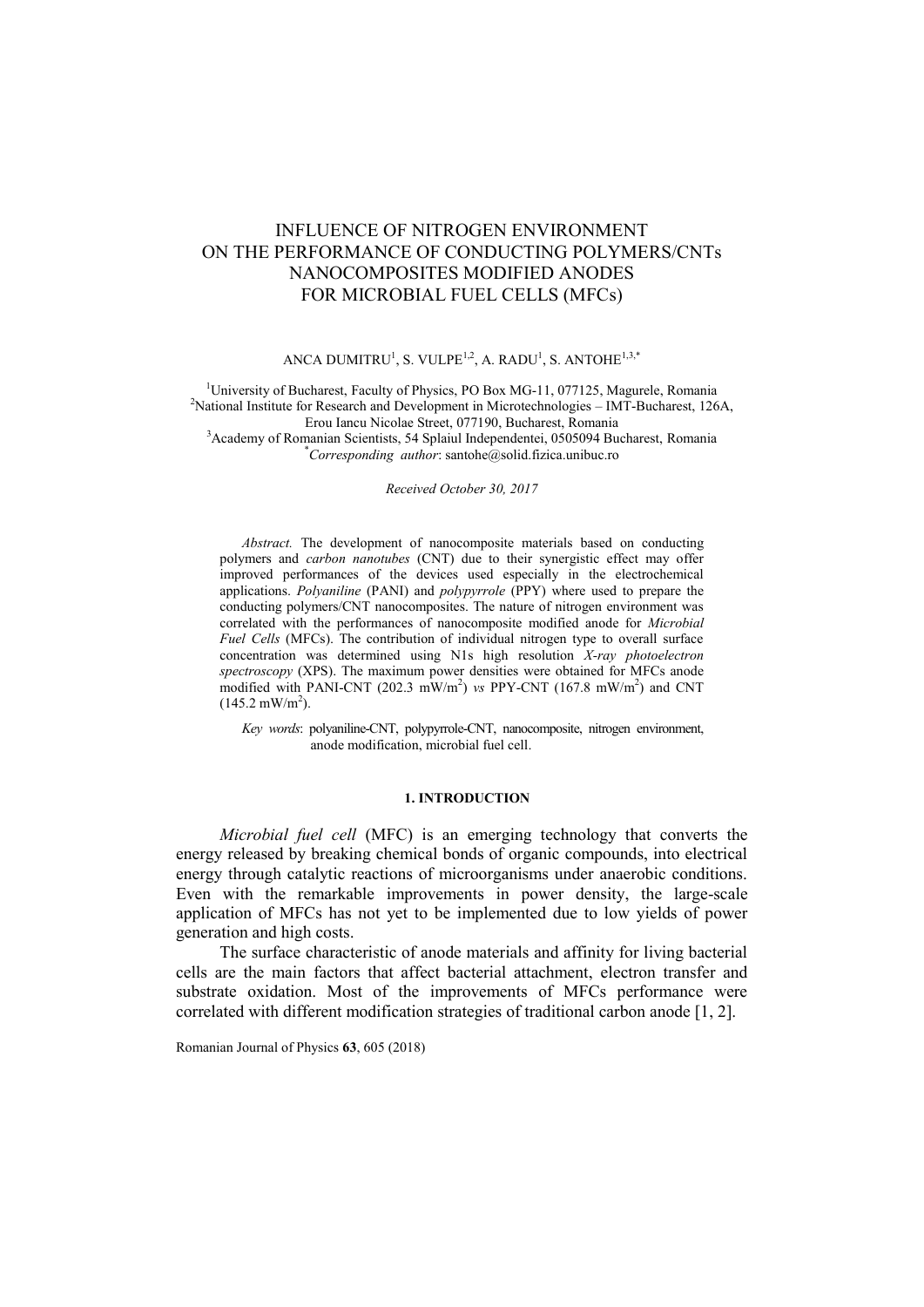# INFLUENCE OF NITROGEN ENVIRONMENT ON THE PERFORMANCE OF CONDUCTING POLYMERS/CNTs NANOCOMPOSITES MODIFIED ANODES FOR MICROBIAL FUEL CELLS (MFCs)

ANCA DUMITRU[1], S. VULPE[1,2], A. RADU[1], S. ANTOHE[1,3,*]

[1]University of Bucharest, Faculty of Physics, PO Box MG-11, 077125, Magurele, Romania
[2]National Institute for Research and Development in Microtechnologies – IMT-Bucharest, 126A, Erou Iancu Nicolae Street, 077190, Bucharest, Romania
[3]Academy of Romanian Scientists, 54 Splaiul Independentei, 0505094 Bucharest, Romania
[*]*Corresponding author*: santohe@solid.fizica.unibuc.ro

*Received October 30, 2017*

*Abstract.* The development of nanocomposite materials based on conducting polymers and *carbon nanotubes* (CNT) due to their synergistic effect may offer improved performances of the devices used especially in the electrochemical applications. *Polyaniline* (PANI) and *polypyrrole* (PPY) where used to prepare the conducting polymers/CNT nanocomposites. The nature of nitrogen environment was correlated with the performances of nanocomposite modified anode for *Microbial Fuel Cells* (MFCs). The contribution of individual nitrogen type to overall surface concentration was determined using N1s high resolution *X-ray photoelectron spectroscopy* (XPS). The maximum power densities were obtained for MFCs anode modified with PANI-CNT (202.3 mW/m$^2$) *vs* PPY-CNT (167.8 mW/m$^2$) and CNT (145.2 mW/m$^2$).

*Key words*: polyaniline-CNT, polypyrrole-CNT, nanocomposite, nitrogen environment, anode modification, microbial fuel cell.

## 1. INTRODUCTION

*Microbial fuel cell* (MFC) is an emerging technology that converts the energy released by breaking chemical bonds of organic compounds, into electrical energy through catalytic reactions of microorganisms under anaerobic conditions. Even with the remarkable improvements in power density, the large-scale application of MFCs has not yet to be implemented due to low yields of power generation and high costs.

The surface characteristic of anode materials and affinity for living bacterial cells are the main factors that affect bacterial attachment, electron transfer and substrate oxidation. Most of the improvements of MFCs performance were correlated with different modification strategies of traditional carbon anode [1, 2].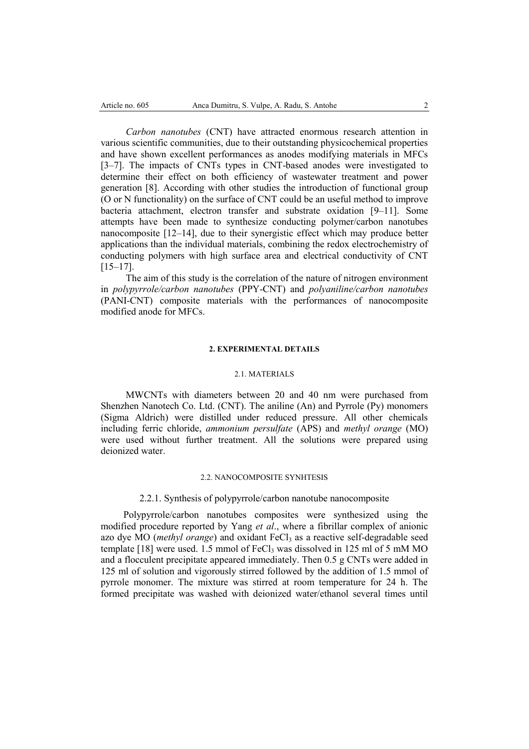*Carbon nanotubes* (CNT) have attracted enormous research attention in various scientific communities, due to their outstanding physicochemical properties and have shown excellent performances as anodes modifying materials in MFCs [3–7]. The impacts of CNTs types in CNT-based anodes were investigated to determine their effect on both efficiency of wastewater treatment and power generation [8]. According with other studies the introduction of functional group (O or N functionality) on the surface of CNT could be an useful method to improve bacteria attachment, electron transfer and substrate oxidation [9–11]. Some attempts have been made to synthesize conducting polymer/carbon nanotubes nanocomposite [12–14], due to their synergistic effect which may produce better applications than the individual materials, combining the redox electrochemistry of conducting polymers with high surface area and electrical conductivity of CNT [15–17].

The aim of this study is the correlation of the nature of nitrogen environment in *polypyrrole/carbon nanotubes* (PPY-CNT) and *polyaniline/carbon nanotubes* (PANI-CNT) composite materials with the performances of nanocomposite modified anode for MFCs.

## 2. EXPERIMENTAL DETAILS

### 2.1. MATERIALS

MWCNTs with diameters between 20 and 40 nm were purchased from Shenzhen Nanotech Co. Ltd. (CNT). The aniline (An) and Pyrrole (Py) monomers (Sigma Aldrich) were distilled under reduced pressure. All other chemicals including ferric chloride, *ammonium persulfate* (APS) and *methyl orange* (MO) were used without further treatment. All the solutions were prepared using deionized water.

### 2.2. NANOCOMPOSITE SYNHTESIS

#### 2.2.1. Synthesis of polypyrrole/carbon nanotube nanocomposite

Polypyrrole/carbon nanotubes composites were synthesized using the modified procedure reported by Yang *et al*., where a fibrillar complex of anionic azo dye MO (*methyl orange*) and oxidant $FeCl_3$ as a reactive self-degradable seed template [18] were used. 1.5 mmol of $FeCl_3$ was dissolved in 125 ml of 5 mM MO and a flocculent precipitate appeared immediately. Then 0.5 g CNTs were added in 125 ml of solution and vigorously stirred followed by the addition of 1.5 mmol of pyrrole monomer. The mixture was stirred at room temperature for 24 h. The formed precipitate was washed with deionized water/ethanol several times until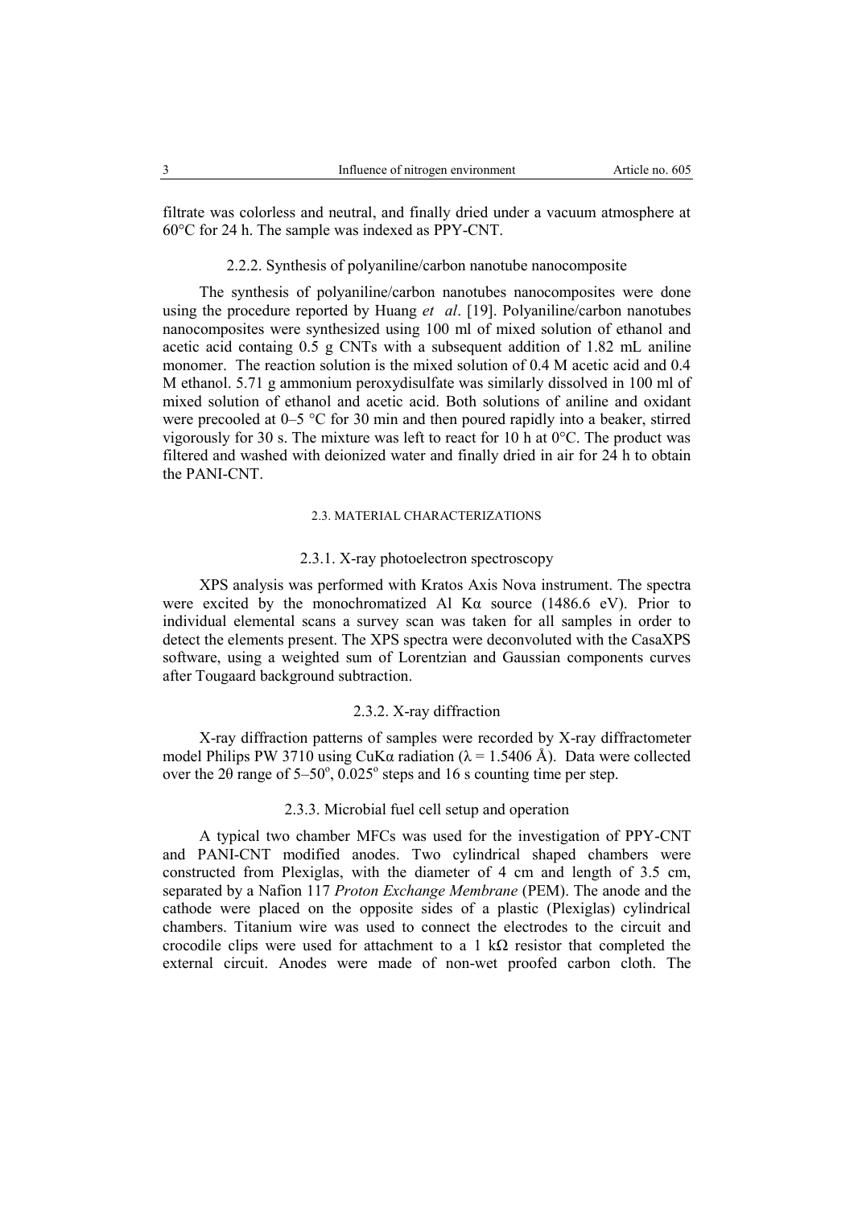filtrate was colorless and neutral, and finally dried under a vacuum atmosphere at 60°C for 24 h. The sample was indexed as PPY-CNT.

#### 2.2.2. Synthesis of polyaniline/carbon nanotube nanocomposite

The synthesis of polyaniline/carbon nanotubes nanocomposites were done using the procedure reported by Huang *et al*. [19]. Polyaniline/carbon nanotubes nanocomposites were synthesized using 100 ml of mixed solution of ethanol and acetic acid containg 0.5 g CNTs with a subsequent addition of 1.82 mL aniline monomer. The reaction solution is the mixed solution of 0.4 M acetic acid and 0.4 M ethanol. 5.71 g ammonium peroxydisulfate was similarly dissolved in 100 ml of mixed solution of ethanol and acetic acid. Both solutions of aniline and oxidant were precooled at 0–5 °C for 30 min and then poured rapidly into a beaker, stirred vigorously for 30 s. The mixture was left to react for 10 h at 0°C. The product was filtered and washed with deionized water and finally dried in air for 24 h to obtain the PANI-CNT.

### 2.3. MATERIAL CHARACTERIZATIONS

#### 2.3.1. X-ray photoelectron spectroscopy

XPS analysis was performed with Kratos Axis Nova instrument. The spectra were excited by the monochromatized Al Kα source (1486.6 eV). Prior to individual elemental scans a survey scan was taken for all samples in order to detect the elements present. The XPS spectra were deconvoluted with the CasaXPS software, using a weighted sum of Lorentzian and Gaussian components curves after Tougaard background subtraction.

#### 2.3.2. X-ray diffraction

X-ray diffraction patterns of samples were recorded by X-ray diffractometer model Philips PW 3710 using CuKα radiation ($\lambda$ = 1.5406 Å). Data were collected over the $2\theta$ range of 5–50°, 0.025° steps and 16 s counting time per step.

#### 2.3.3. Microbial fuel cell setup and operation

A typical two chamber MFCs was used for the investigation of PPY-CNT and PANI-CNT modified anodes. Two cylindrical shaped chambers were constructed from Plexiglas, with the diameter of 4 cm and length of 3.5 cm, separated by a Nafion 117 *Proton Exchange Membrane* (PEM). The anode and the cathode were placed on the opposite sides of a plastic (Plexiglas) cylindrical chambers. Titanium wire was used to connect the electrodes to the circuit and crocodile clips were used for attachment to a 1 kΩ resistor that completed the external circuit. Anodes were made of non-wet proofed carbon cloth. The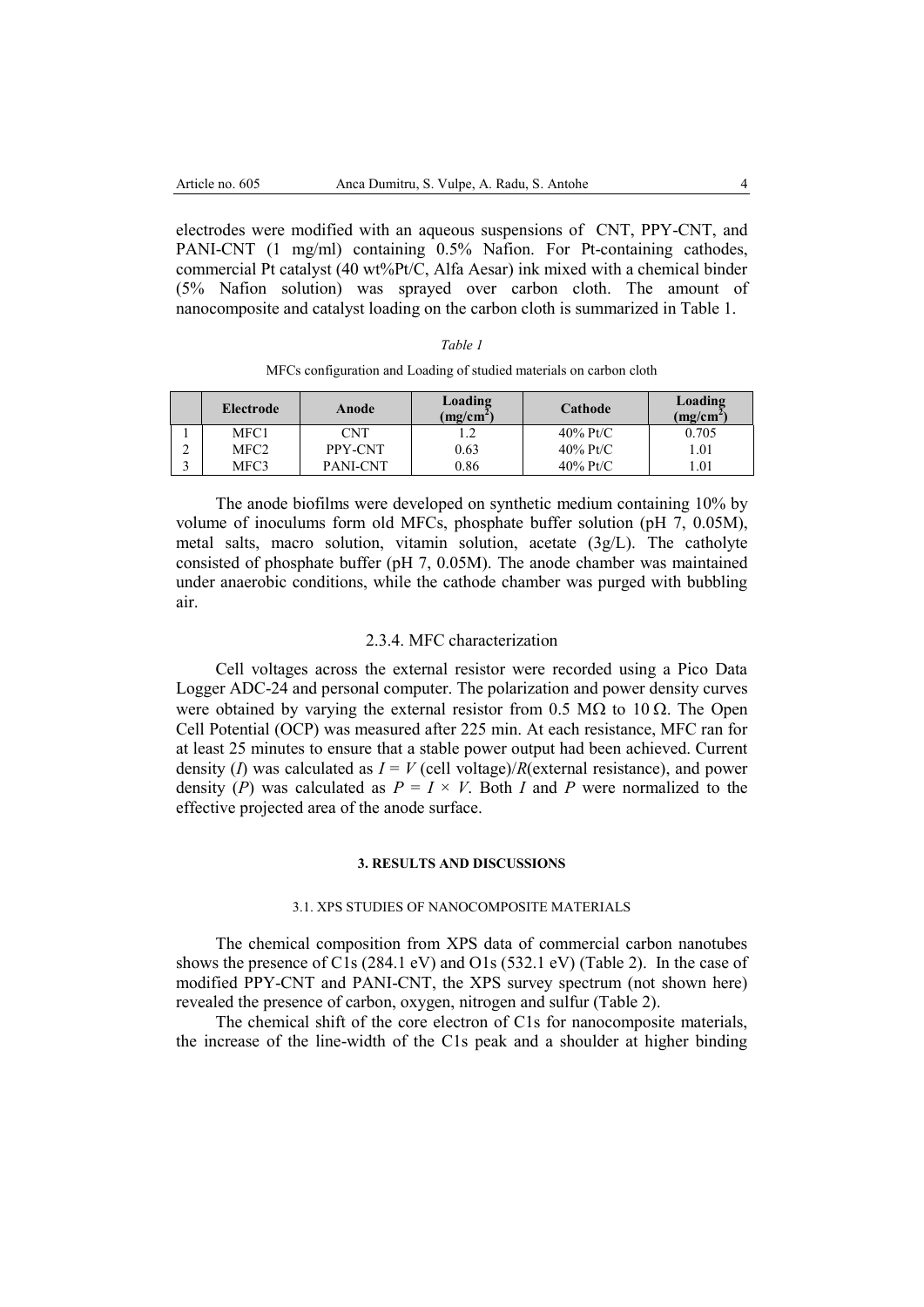electrodes were modified with an aqueous suspensions of CNT, PPY-CNT, and PANI-CNT (1 mg/ml) containing 0.5% Nafion. For Pt-containing cathodes, commercial Pt catalyst (40 wt%Pt/C, Alfa Aesar) ink mixed with a chemical binder (5% Nafion solution) was sprayed over carbon cloth. The amount of nanocomposite and catalyst loading on the carbon cloth is summarized in Table 1.

*Table 1*

MFCs configuration and Loading of studied materials on carbon cloth

| | Electrode | Anode | Loading ($mg/cm^2$) | Cathode | Loading ($mg/cm^2$) |
|---|---|---|---|---|---|
| 1 | MFC1 | CNT | 1.2 | 40% Pt/C | 0.705 |
| 2 | MFC2 | PPY-CNT | 0.63 | 40% Pt/C | 1.01 |
| 3 | MFC3 | PANI-CNT | 0.86 | 40% Pt/C | 1.01 |

The anode biofilms were developed on synthetic medium containing 10% by volume of inoculums form old MFCs, phosphate buffer solution (pH 7, 0.05M), metal salts, macro solution, vitamin solution, acetate (3g/L). The catholyte consisted of phosphate buffer (pH 7, 0.05M). The anode chamber was maintained under anaerobic conditions, while the cathode chamber was purged with bubbling air.

### 2.3.4. MFC characterization

Cell voltages across the external resistor were recorded using a Pico Data Logger ADC-24 and personal computer. The polarization and power density curves were obtained by varying the external resistor from 0.5 MΩ to 10 Ω. The Open Cell Potential (OCP) was measured after 225 min. At each resistance, MFC ran for at least 25 minutes to ensure that a stable power output had been achieved. Current density ($I$) was calculated as $I = V$ (cell voltage)/$R$(external resistance), and power density ($P$) was calculated as $P = I \times V$. Both $I$ and $P$ were normalized to the effective projected area of the anode surface.

## 3. RESULTS AND DISCUSSIONS

### 3.1. XPS STUDIES OF NANOCOMPOSITE MATERIALS

The chemical composition from XPS data of commercial carbon nanotubes shows the presence of C1s (284.1 eV) and O1s (532.1 eV) (Table 2). In the case of modified PPY-CNT and PANI-CNT, the XPS survey spectrum (not shown here) revealed the presence of carbon, oxygen, nitrogen and sulfur (Table 2).

The chemical shift of the core electron of C1s for nanocomposite materials, the increase of the line-width of the C1s peak and a shoulder at higher binding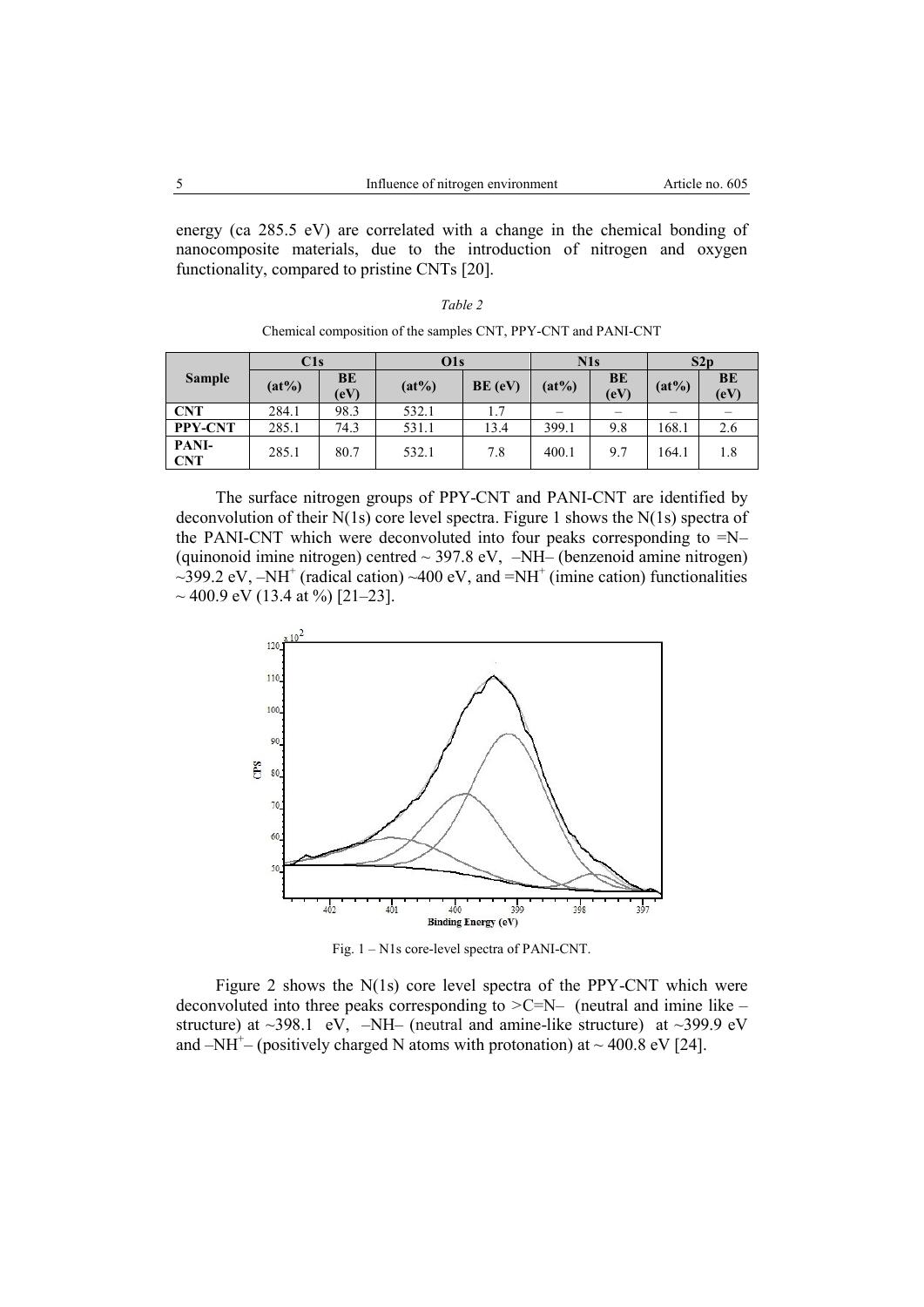energy (ca 285.5 eV) are correlated with a change in the chemical bonding of nanocomposite materials, due to the introduction of nitrogen and oxygen functionality, compared to pristine CNTs [20].

*Table 2*

Chemical composition of the samples CNT, PPY-CNT and PANI-CNT

| Sample | C1s | | O1s | | N1s | | S2p | |
|---|---|---|---|---|---|---|---|---|
| | (at%) | BE (eV) | (at%) | BE (eV) | (at%) | BE (eV) | (at%) | BE (eV) |
| **CNT** | 284.1 | 98.3 | 532.1 | 1.7 | – | – | – | – |
| **PPY-CNT** | 285.1 | 74.3 | 531.1 | 13.4 | 399.1 | 9.8 | 168.1 | 2.6 |
| **PANI-CNT** | 285.1 | 80.7 | 532.1 | 7.8 | 400.1 | 9.7 | 164.1 | 1.8 |

The surface nitrogen groups of PPY-CNT and PANI-CNT are identified by deconvolution of their N(1s) core level spectra. Figure 1 shows the N(1s) spectra of the PANI-CNT which were deconvoluted into four peaks corresponding to =N– (quinonoid imine nitrogen) centred ~ 397.8 eV, –NH– (benzenoid amine nitrogen) ~399.2 eV, $–NH^+$ (radical cation) ~400 eV, and $=NH^+$ (imine cation) functionalities ~ 400.9 eV (13.4 at %) [21–23].

Fig. 1 – N1s core-level spectra of PANI-CNT.

Figure 2 shows the N(1s) core level spectra of the PPY-CNT which were deconvoluted into three peaks corresponding to >C=N– (neutral and imine like – structure) at ~398.1 eV, –NH– (neutral and amine-like structure) at ~399.9 eV and $–NH^+–$ (positively charged N atoms with protonation) at ~ 400.8 eV [24].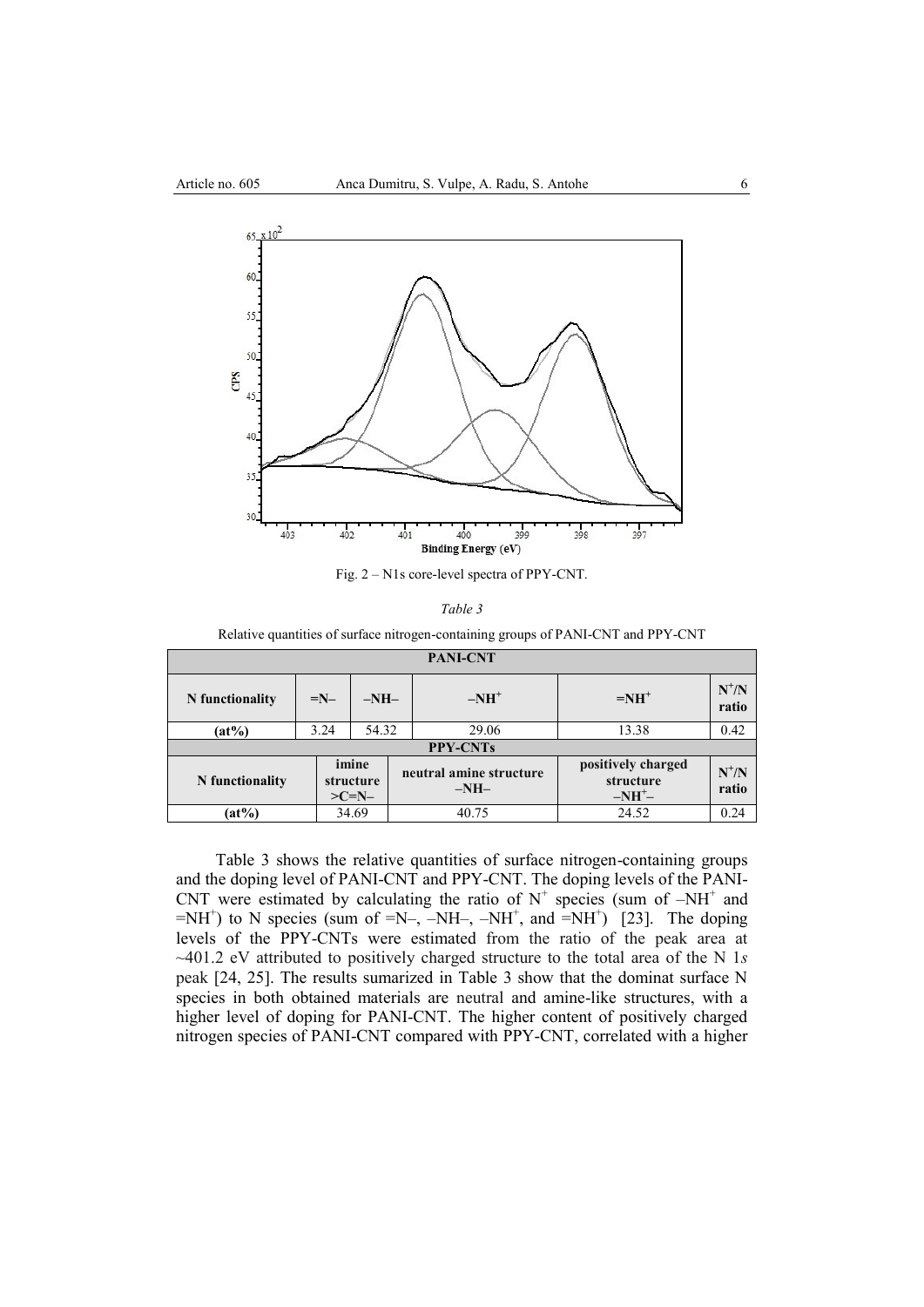Fig. 2 – N1s core-level spectra of PPY-CNT.

*Table 3*

Relative quantities of surface nitrogen-containing groups of PANI-CNT and PPY-CNT

| **PANI-CNT** | | | | | |
|---|---|---|---|---|---|
| **N functionality** | **=N–** | **–NH–** | **$–NH^+$** | **$=NH^+$** | **$N^+/N$ ratio** |
| **(at%)** | 3.24 | 54.32 | 29.06 | 13.38 | 0.42 |
| **PPY-CNTs** | | | | | |
| **N functionality** | **imine structure >C=N–** | | **neutral amine structure –NH–** | **positively charged structure $–NH^+–$** | **$N^+/N$ ratio** |
| **(at%)** | 34.69 | | 40.75 | 24.52 | 0.24 |

Table 3 shows the relative quantities of surface nitrogen-containing groups and the doping level of PANI-CNT and PPY-CNT. The doping levels of the PANI-CNT were estimated by calculating the ratio of $N^+$ species (sum of $–NH^+$ and $=NH^+$) to N species (sum of =N–, –NH–, $–NH^+$, and $=NH^+$) [23]. The doping levels of the PPY-CNTs were estimated from the ratio of the peak area at ~401.2 eV attributed to positively charged structure to the total area of the N 1*s* peak [24, 25]. The results sumarized in Table 3 show that the dominat surface N species in both obtained materials are neutral and amine-like structures, with a higher level of doping for PANI-CNT. The higher content of positively charged nitrogen species of PANI-CNT compared with PPY-CNT, correlated with a higher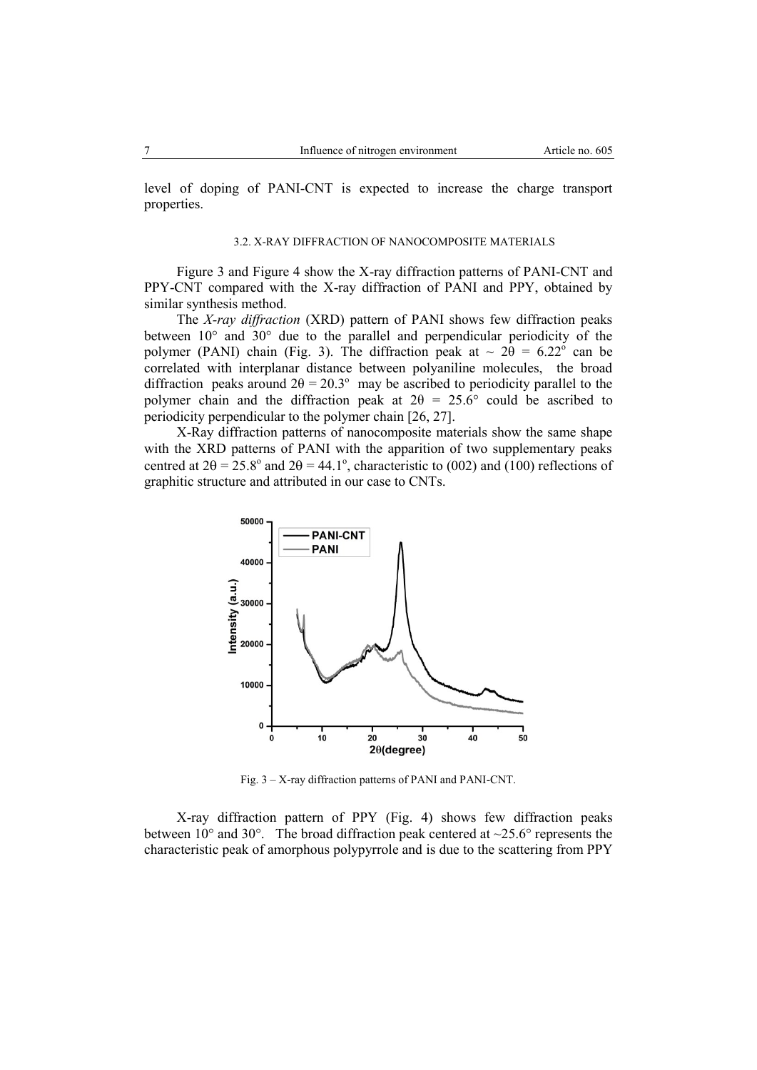level of doping of PANI-CNT is expected to increase the charge transport properties.

### 3.2. X-RAY DIFFRACTION OF NANOCOMPOSITE MATERIALS

Figure 3 and Figure 4 show the X-ray diffraction patterns of PANI-CNT and PPY-CNT compared with the X-ray diffraction of PANI and PPY, obtained by similar synthesis method.

The *X-ray diffraction* (XRD) pattern of PANI shows few diffraction peaks between 10° and 30° due to the parallel and perpendicular periodicity of the polymer (PANI) chain (Fig. 3). The diffraction peak at ~ $2\theta = 6.22^{o}$ can be correlated with interplanar distance between polyaniline molecules, the broad diffraction peaks around $2\theta = 20.3^{o}$ may be ascribed to periodicity parallel to the polymer chain and the diffraction peak at $2\theta = 25.6°$ could be ascribed to periodicity perpendicular to the polymer chain [26, 27].

X-Ray diffraction patterns of nanocomposite materials show the same shape with the XRD patterns of PANI with the apparition of two supplementary peaks centred at $2\theta = 25.8^{o}$ and $2\theta = 44.1^{o}$, characteristic to (002) and (100) reflections of graphitic structure and attributed in our case to CNTs.

Fig. 3 – X-ray diffraction patterns of PANI and PANI-CNT.

X-ray diffraction pattern of PPY (Fig. 4) shows few diffraction peaks between 10° and 30°. The broad diffraction peak centered at ~25.6° represents the characteristic peak of amorphous polypyrrole and is due to the scattering from PPY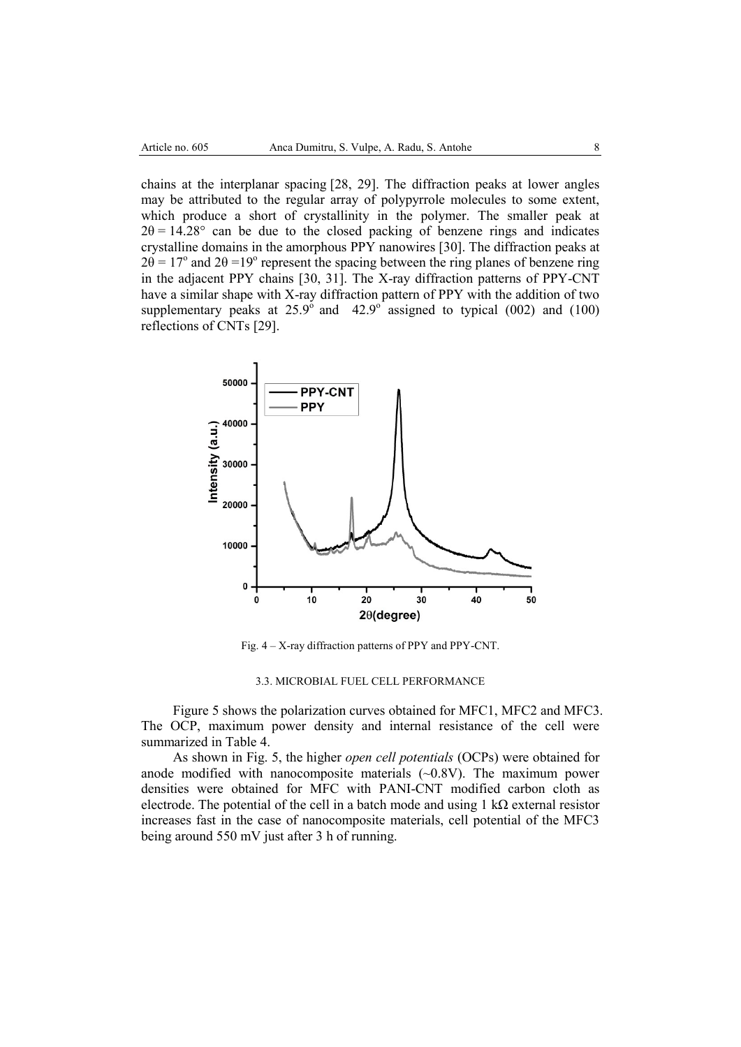chains at the interplanar spacing [28, 29]. The diffraction peaks at lower angles may be attributed to the regular array of polypyrrole molecules to some extent, which produce a short of crystallinity in the polymer. The smaller peak at $2\theta = 14.28°$ can be due to the closed packing of benzene rings and indicates crystalline domains in the amorphous PPY nanowires [30]. The diffraction peaks at $2\theta = 17^o$ and $2\theta = 19^o$ represent the spacing between the ring planes of benzene ring in the adjacent PPY chains [30, 31]. The X-ray diffraction patterns of PPY-CNT have a similar shape with X-ray diffraction pattern of PPY with the addition of two supplementary peaks at $25.9^o$ and $42.9^o$ assigned to typical (002) and (100) reflections of CNTs [29].

Fig. 4 – X-ray diffraction patterns of PPY and PPY-CNT.

### 3.3. MICROBIAL FUEL CELL PERFORMANCE

Figure 5 shows the polarization curves obtained for MFC1, MFC2 and MFC3. The OCP, maximum power density and internal resistance of the cell were summarized in Table 4.

As shown in Fig. 5, the higher *open cell potentials* (OCPs) were obtained for anode modified with nanocomposite materials (~0.8V). The maximum power densities were obtained for MFC with PANI-CNT modified carbon cloth as electrode. The potential of the cell in a batch mode and using 1 kΩ external resistor increases fast in the case of nanocomposite materials, cell potential of the MFC3 being around 550 mV just after 3 h of running.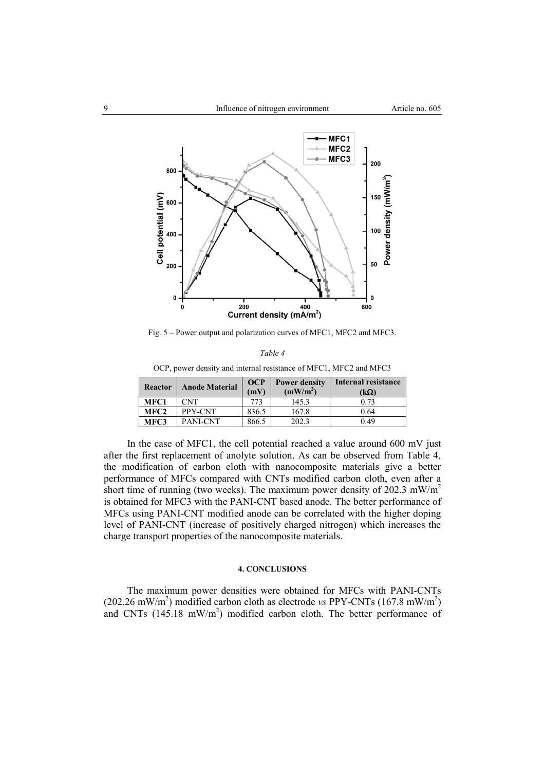Fig. 5 – Power output and polarization curves of MFC1, MFC2 and MFC3.

*Table 4*

OCP, power density and internal resistance of MFC1, MFC2 and MFC3

| Reactor | Anode Material | OCP (mV) | Power density ($mW/m^2$) | Internal resistance (kΩ) |
|---|---|---|---|---|
| **MFC1** | CNT | 773 | 145.3 | 0.73 |
| **MFC2** | PPY-CNT | 836.5 | 167.8 | 0.64 |
| **MFC3** | PANI-CNT | 866.5 | 202.3 | 0.49 |

In the case of MFC1, the cell potential reached a value around 600 mV just after the first replacement of anolyte solution. As can be observed from Table 4, the modification of carbon cloth with nanocomposite materials give a better performance of MFCs compared with CNTs modified carbon cloth, even after a short time of running (two weeks). The maximum power density of 202.3 $mW/m^2$ is obtained for MFC3 with the PANI-CNT based anode. The better performance of MFCs using PANI-CNT modified anode can be correlated with the higher doping level of PANI-CNT (increase of positively charged nitrogen) which increases the charge transport properties of the nanocomposite materials.

#### 4. CONCLUSIONS

The maximum power densities were obtained for MFCs with PANI-CNTs (202.26 $mW/m^2$) modified carbon cloth as electrode *vs* PPY-CNTs (167.8 $mW/m^2$) and CNTs (145.18 $mW/m^2$) modified carbon cloth. The better performance of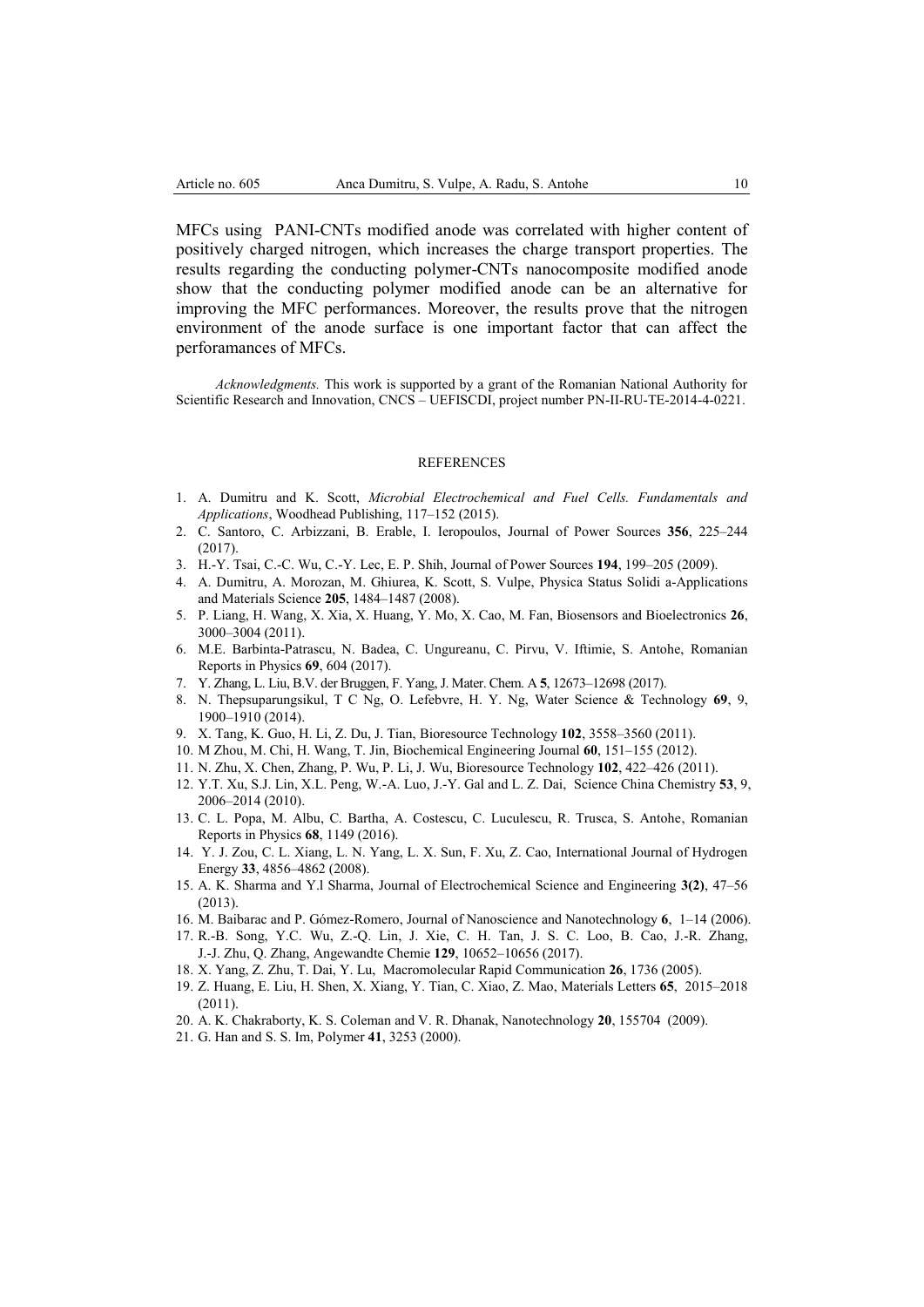MFCs using PANI-CNTs modified anode was correlated with higher content of positively charged nitrogen, which increases the charge transport properties. The results regarding the conducting polymer-CNTs nanocomposite modified anode show that the conducting polymer modified anode can be an alternative for improving the MFC performances. Moreover, the results prove that the nitrogen environment of the anode surface is one important factor that can affect the perforamances of MFCs.

*Acknowledgments.* This work is supported by a grant of the Romanian National Authority for Scientific Research and Innovation, CNCS – UEFISCDI, project number PN-II-RU-TE-2014-4-0221.

## REFERENCES

1. A. Dumitru and K. Scott, *Microbial Electrochemical and Fuel Cells. Fundamentals and Applications*, Woodhead Publishing, 117–152 (2015).
2. C. Santoro, C. Arbizzani, B. Erable, I. Ieropoulos, Journal of Power Sources **356**, 225–244 (2017).
3. H.-Y. Tsai, C.-C. Wu, C.-Y. Lec, E. P. Shih, Journal of Power Sources **194**, 199–205 (2009).
4. A. Dumitru, A. Morozan, M. Ghiurea, K. Scott, S. Vulpe, Physica Status Solidi a-Applications and Materials Science **205**, 1484–1487 (2008).
5. P. Liang, H. Wang, X. Xia, X. Huang, Y. Mo, X. Cao, M. Fan, Biosensors and Bioelectronics **26**, 3000–3004 (2011).
6. M.E. Barbinta-Patrascu, N. Badea, C. Ungureanu, C. Pirvu, V. Iftimie, S. Antohe, Romanian Reports in Physics **69**, 604 (2017).
7. Y. Zhang, L. Liu, B.V. der Bruggen, F. Yang, J. Mater. Chem. A **5**, 12673–12698 (2017).
8. N. Thepsuparungsikul, T C Ng, O. Lefebvre, H. Y. Ng, Water Science & Technology **69**, 9, 1900–1910 (2014).
9. X. Tang, K. Guo, H. Li, Z. Du, J. Tian, Bioresource Technology **102**, 3558–3560 (2011).
10. M Zhou, M. Chi, H. Wang, T. Jin, Biochemical Engineering Journal **60**, 151–155 (2012).
11. N. Zhu, X. Chen, Zhang, P. Wu, P. Li, J. Wu, Bioresource Technology **102**, 422–426 (2011).
12. Y.T. Xu, S.J. Lin, X.L. Peng, W.-A. Luo, J.-Y. Gal and L. Z. Dai, Science China Chemistry **53**, 9, 2006–2014 (2010).
13. C. L. Popa, M. Albu, C. Bartha, A. Costescu, C. Luculescu, R. Trusca, S. Antohe, Romanian Reports in Physics **68**, 1149 (2016).
14. Y. J. Zou, C. L. Xiang, L. N. Yang, L. X. Sun, F. Xu, Z. Cao, International Journal of Hydrogen Energy **33**, 4856–4862 (2008).
15. A. K. Sharma and Y.l Sharma, Journal of Electrochemical Science and Engineering **3(2)**, 47–56 (2013).
16. M. Baibarac and P. Gómez-Romero, Journal of Nanoscience and Nanotechnology **6**, 1–14 (2006).
17. R.-B. Song, Y.C. Wu, Z.-Q. Lin, J. Xie, C. H. Tan, J. S. C. Loo, B. Cao, J.-R. Zhang, J.-J. Zhu, Q. Zhang, Angewandte Chemie **129**, 10652–10656 (2017).
18. X. Yang, Z. Zhu, T. Dai, Y. Lu, Macromolecular Rapid Communication **26**, 1736 (2005).
19. Z. Huang, E. Liu, H. Shen, X. Xiang, Y. Tian, C. Xiao, Z. Mao, Materials Letters **65**, 2015–2018 (2011).
20. A. K. Chakraborty, K. S. Coleman and V. R. Dhanak, Nanotechnology **20**, 155704 (2009).
21. G. Han and S. S. Im, Polymer **41**, 3253 (2000).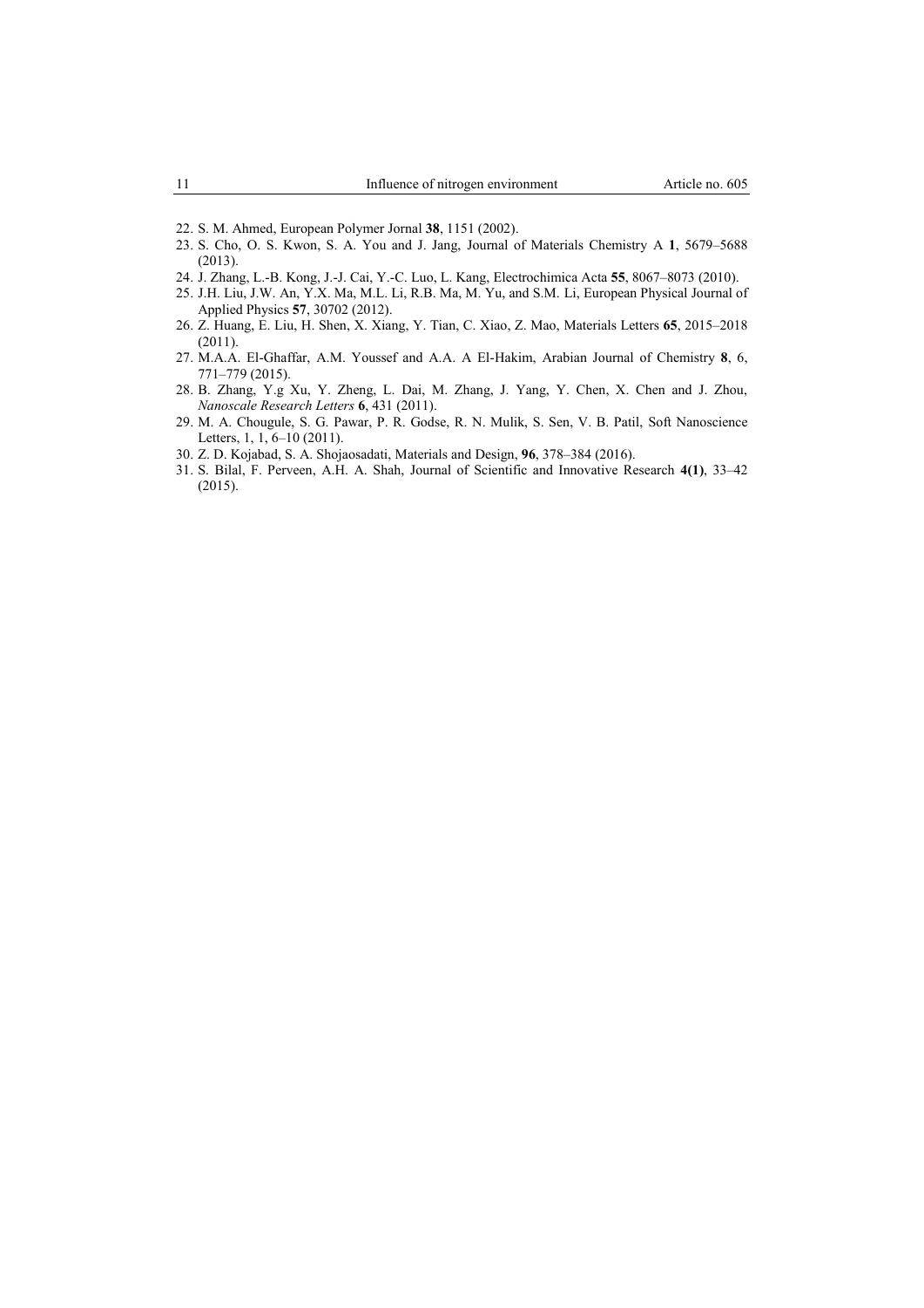22. S. M. Ahmed, European Polymer Jornal **38**, 1151 (2002).
23. S. Cho, O. S. Kwon, S. A. You and J. Jang, Journal of Materials Chemistry A **1**, 5679–5688 (2013).
24. J. Zhang, L.-B. Kong, J.-J. Cai, Y.-C. Luo, L. Kang, Electrochimica Acta **55**, 8067–8073 (2010).
25. J.H. Liu, J.W. An, Y.X. Ma, M.L. Li, R.B. Ma, M. Yu, and S.M. Li, European Physical Journal of Applied Physics **57**, 30702 (2012).
26. Z. Huang, E. Liu, H. Shen, X. Xiang, Y. Tian, C. Xiao, Z. Mao, Materials Letters **65**, 2015–2018 (2011).
27. M.A.A. El-Ghaffar, A.M. Youssef and A.A. A El-Hakim, Arabian Journal of Chemistry **8**, 6, 771–779 (2015).
28. B. Zhang, Y.g Xu, Y. Zheng, L. Dai, M. Zhang, J. Yang, Y. Chen, X. Chen and J. Zhou, *Nanoscale Research Letters* **6**, 431 (2011).
29. M. A. Chougule, S. G. Pawar, P. R. Godse, R. N. Mulik, S. Sen, V. B. Patil, Soft Nanoscience Letters, 1, 1, 6–10 (2011).
30. Z. D. Kojabad, S. A. Shojaosadati, Materials and Design, **96**, 378–384 (2016).
31. S. Bilal, F. Perveen, A.H. A. Shah, Journal of Scientific and Innovative Research **4(1)**, 33–42 (2015).